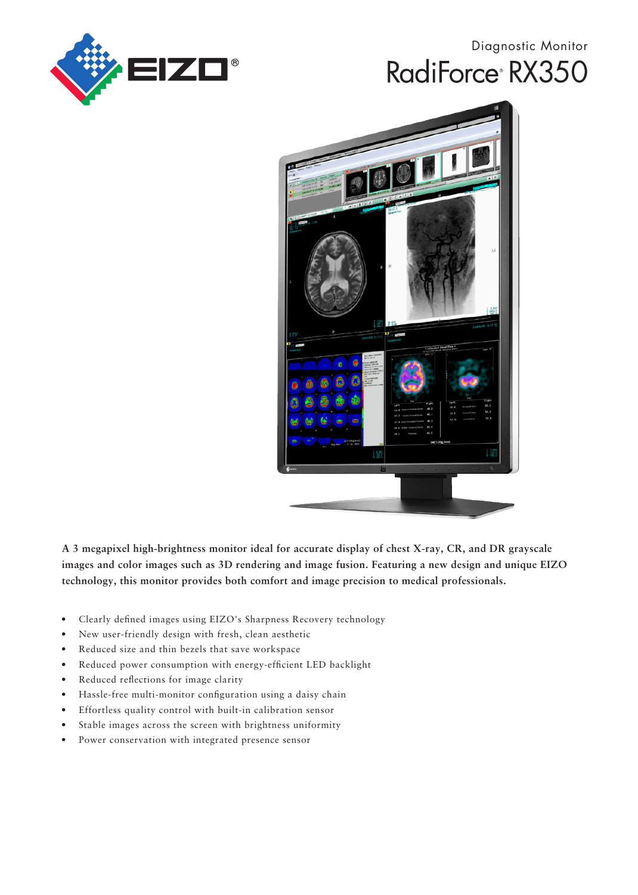Diagnostic Monitor

# RadiForce® RX350

**A 3 megapixel high-brightness monitor ideal for accurate display of chest X-ray, CR, and DR grayscale images and color images such as 3D rendering and image fusion. Featuring a new design and unique EIZO technology, this monitor provides both comfort and image precision to medical professionals.**

- Clearly defined images using EIZO's Sharpness Recovery technology
- New user-friendly design with fresh, clean aesthetic
- Reduced size and thin bezels that save workspace
- Reduced power consumption with energy-efficient LED backlight
- Reduced reflections for image clarity
- Hassle-free multi-monitor configuration using a daisy chain
- Effortless quality control with built-in calibration sensor
- Stable images across the screen with brightness uniformity
- Power conservation with integrated presence sensor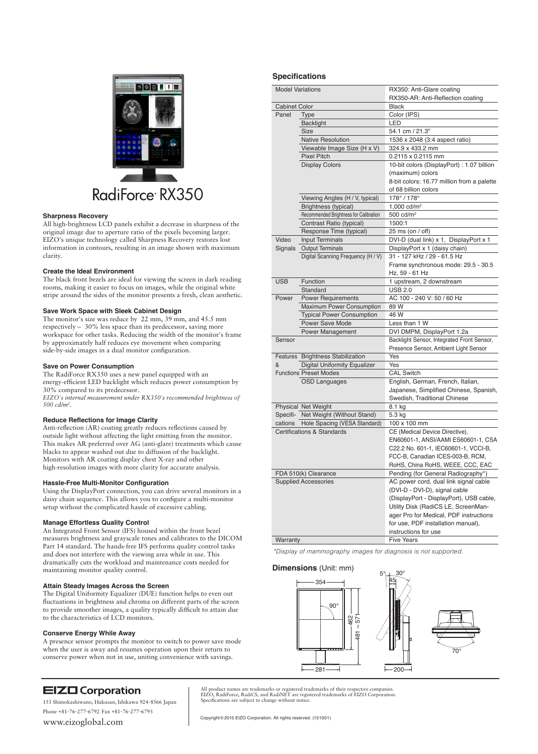RadiForce RX350

### Sharpness Recovery

All high-brightness LCD panels exhibit a decrease in sharpness of the original image due to aperture ratio of the pixels becoming larger. EIZO's unique technology called Sharpness Recovery restores lost information in contours, resulting in an image shown with maximum clarity.

### Create the Ideal Environment

The black front bezels are ideal for viewing the screen in dark reading rooms, making it easier to focus on images, while the original white stripe around the sides of the monitor presents a fresh, clean aesthetic.

### Save Work Space with Sleek Cabinet Design

The monitor's size was reduce by 22 mm, 39 mm, and 45.5 mm respectively – 30% less space than its predecessor, saving more workspace for other tasks. Reducing the width of the monitor's frame by approximately half reduces eye movement when comparing side-by-side images in a dual monitor configuration.

### Save on Power Consumption

The RadiForce RX350 uses a new panel equipped with an energy-efficient LED backlight which reduces power consumption by 30% compared to its predecessor.
*EIZO's internal measurement under RX350's recommended brightness of 500 cd/m².*

### Reduce Reflections for Image Clarity

Anti-reflection (AR) coating greatly reduces reflections caused by outside light without affecting the light emitting from the monitor. This makes AR preferred over AG (anti-glare) treatments which cause blacks to appear washed out due to diffusion of the backlight. Monitors with AR coating display chest X-ray and other high-resolution images with more clarity for accurate analysis.

### Hassle-Free Multi-Monitor Configuration

Using the DisplayPort connection, you can drive several monitors in a daisy chain sequence. This allows you to configure a multi-monitor setup without the complicated hassle of excessive cabling.

### Manage Effortless Quality Control

An Integrated Front Sensor (IFS) housed within the front bezel measures brightness and grayscale tones and calibrates to the DICOM Part 14 standard. The hands-free IFS performs quality control tasks and does not interfere with the viewing area while in use. This dramatically cuts the workload and maintenance costs needed for maintaining monitor quality control.

### Attain Steady Images Across the Screen

The Digital Uniformity Equalizer (DUE) function helps to even out fluctuations in brightness and chroma on different parts of the screen to provide smoother images, a quality typically difficult to attain due to the characteristics of LCD monitors.

### Conserve Energy While Away

A presence sensor prompts the monitor to switch to power save mode when the user is away and resumes operation upon their return to conserve power when not in use, uniting convenience with savings.

## Specifications

| | | |
|---|---|---|
| Model Variations | | RX350: Anti-Glare coating<br>RX350-AR: Anti-Reflection coating |
| Cabinet Color | | Black |
| Panel | Type | Color (IPS) |
| | Backlight | LED |
| | Size | 54.1 cm / 21.3" |
| | Native Resolution | 1536 x 2048 (3:4 aspect ratio) |
| | Viewable Image Size (H x V) | 324.9 x 433.2 mm |
| | Pixel Pitch | 0.2115 x 0.2115 mm |
| | Display Colors | 10-bit colors (DisplayPort) : 1.07 billion (maximum) colors<br>8-bit colors: 16.77 million from a palette of 68 billion colors |
| | Viewing Angles (H / V, typical) | 178° / 178° |
| | Brightness (typical) | 1,000 cd/m² |
| | Recommended Brightness for Calibration | 500 cd/m² |
| | Contrast Ratio (typical) | 1500:1 |
| | Response Time (typical) | 25 ms (on / off) |
| Video Signals | Input Terminals | DVI-D (dual link) x 1, DisplayPort x 1 |
| | Output Terminals | DisplayPort x 1 (daisy chain) |
| | Digital Scanning Frequency (H / V) | 31 - 127 kHz / 29 - 61.5 Hz<br>Frame synchronous mode: 29.5 - 30.5 Hz, 59 - 61 Hz |
| USB | Function | 1 upstream, 2 downstream |
| | Standard | USB 2.0 |
| Power | Power Requirements | AC 100 - 240 V: 50 / 60 Hz |
| | Maximum Power Consumption | 89 W |
| | Typical Power Consumption | 46 W |
| | Power Save Mode | Less than 1 W |
| | Power Management | DVI DMPM, DisplayPort 1.2a |
| Sensor | | Backlight Sensor, Integrated Front Sensor, Presence Sensor, Ambient Light Sensor |
| Features & Functions | Brightness Stabilization | Yes |
| | Digital Uniformity Equalizer | Yes |
| | Preset Modes | CAL Switch |
| | OSD Languages | English, German, French, Italian, Japanese, Simplified Chinese, Spanish, Swedish, Traditional Chinese |
| Physical Specifications | Net Weight | 8.1 kg |
| | Net Weight (Without Stand) | 5.3 kg |
| | Hole Spacing (VESA Standard) | 100 x 100 mm |
| Certifications & Standards | | CE (Medical Device Directive), EN60601-1, ANSI/AAMI ES60601-1, CSA C22.2 No. 601-1, IEC60601-1, VCCI-B, FCC-B, Canadian ICES-003-B, RCM, RoHS, China RoHS, WEEE, CCC, EAC |
| FDA 510(k) Clearance | | Pending (for General Radiography*) |
| Supplied Accessories | | AC power cord, dual link signal cable (DVI-D - DVI-D), signal cable (DisplayPort - DisplayPort), USB cable, Utility Disk (RadiCS LE, ScreenManager Pro for Medical, PDF installation manual), PDF instructions for use, instructions for use |
| Warranty | | Five Years |

*\*Display of mammography images for diagnosis is not supported.*

## Dimensions (Unit: mm)

354
90°
462
481 ~ 571
281
5°
30°
45
200
70°

**EIZO Corporation**

153 Shimokashiwano, Hakusan, Ishikawa 924-8566 Japan
Phone +81-76-277-6792 Fax +81-76-277-6793
www.eizoglobal.com

All product names are trademarks or registered trademarks of their respective companies.
EIZO, RadiForce, RadiCS, and RadiNET are registered trademarks of EIZO Corporation.
Specifications are subject to change without notice.

Copyright © 2015 EIZO Corporation. All rights reserved. (151001)